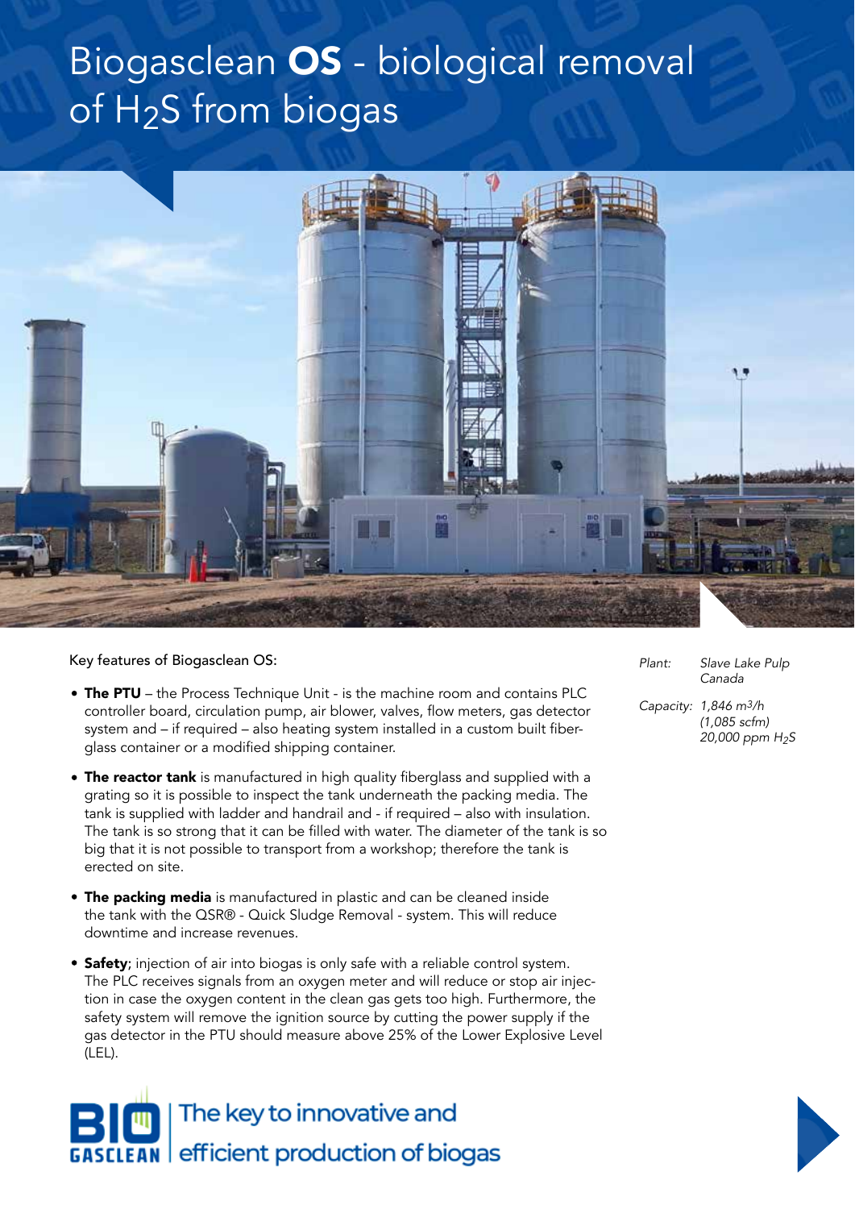# Biogasclean **OS** - biological removal of $H_2S$ from biogas

*Plant:* *Slave Lake Pulp Canada*

*Capacity:* *1,846 $m^3/h$ (1,085 scfm) 20,000 ppm $H_2S$*

Key features of Biogasclean OS:

- **The PTU** – the Process Technique Unit - is the machine room and contains PLC controller board, circulation pump, air blower, valves, flow meters, gas detector system and – if required – also heating system installed in a custom built fiberglass container or a modified shipping container.
- **The reactor tank** is manufactured in high quality fiberglass and supplied with a grating so it is possible to inspect the tank underneath the packing media. The tank is supplied with ladder and handrail and - if required – also with insulation. The tank is so strong that it can be filled with water. The diameter of the tank is so big that it is not possible to transport from a workshop; therefore the tank is erected on site.
- **The packing media** is manufactured in plastic and can be cleaned inside the tank with the QSR® - Quick Sludge Removal - system. This will reduce downtime and increase revenues.
- **Safety**; injection of air into biogas is only safe with a reliable control system. The PLC receives signals from an oxygen meter and will reduce or stop air injection in case the oxygen content in the clean gas gets too high. Furthermore, the safety system will remove the ignition source by cutting the power supply if the gas detector in the PTU should measure above 25% of the Lower Explosive Level (LEL).

BIO GASCLEAN | The key to innovative and efficient production of biogas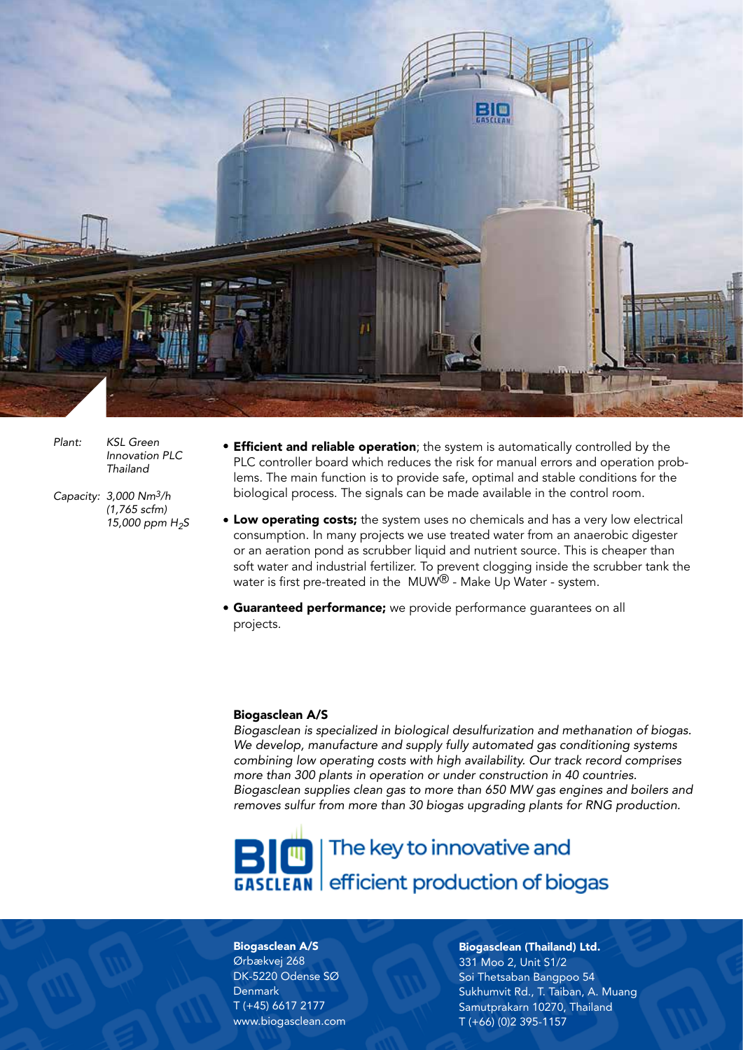*Plant:* *KSL Green Innovation PLC Thailand*

*Capacity:* *3,000 $Nm^3/h$ (1,765 scfm) 15,000 ppm $H_2S$*

- **Efficient and reliable operation**; the system is automatically controlled by the PLC controller board which reduces the risk for manual errors and operation problems. The main function is to provide safe, optimal and stable conditions for the biological process. The signals can be made available in the control room.
- **Low operating costs;** the system uses no chemicals and has a very low electrical consumption. In many projects we use treated water from an anaerobic digester or an aeration pond as scrubber liquid and nutrient source. This is cheaper than soft water and industrial fertilizer. To prevent clogging inside the scrubber tank the water is first pre-treated in the MUW® - Make Up Water - system.
- **Guaranteed performance;** we provide performance guarantees on all projects.

**Biogasclean A/S**

*Biogasclean is specialized in biological desulfurization and methanation of biogas. We develop, manufacture and supply fully automated gas conditioning systems combining low operating costs with high availability. Our track record comprises more than 300 plants in operation or under construction in 40 countries. Biogasclean supplies clean gas to more than 650 MW gas engines and boilers and removes sulfur from more than 30 biogas upgrading plants for RNG production.*

BIO GASCLEAN | The key to innovative and efficient production of biogas

**Biogasclean A/S**
Ørbækvej 268
DK-5220 Odense SØ
Denmark
T (+45) 6617 2177
www.biogasclean.com

**Biogasclean (Thailand) Ltd.**
331 Moo 2, Unit S1/2
Soi Thetsaban Bangpoo 54
Sukhumvit Rd., T. Taiban, A. Muang
Samutprakarn 10270, Thailand
T (+66) (0)2 395-1157